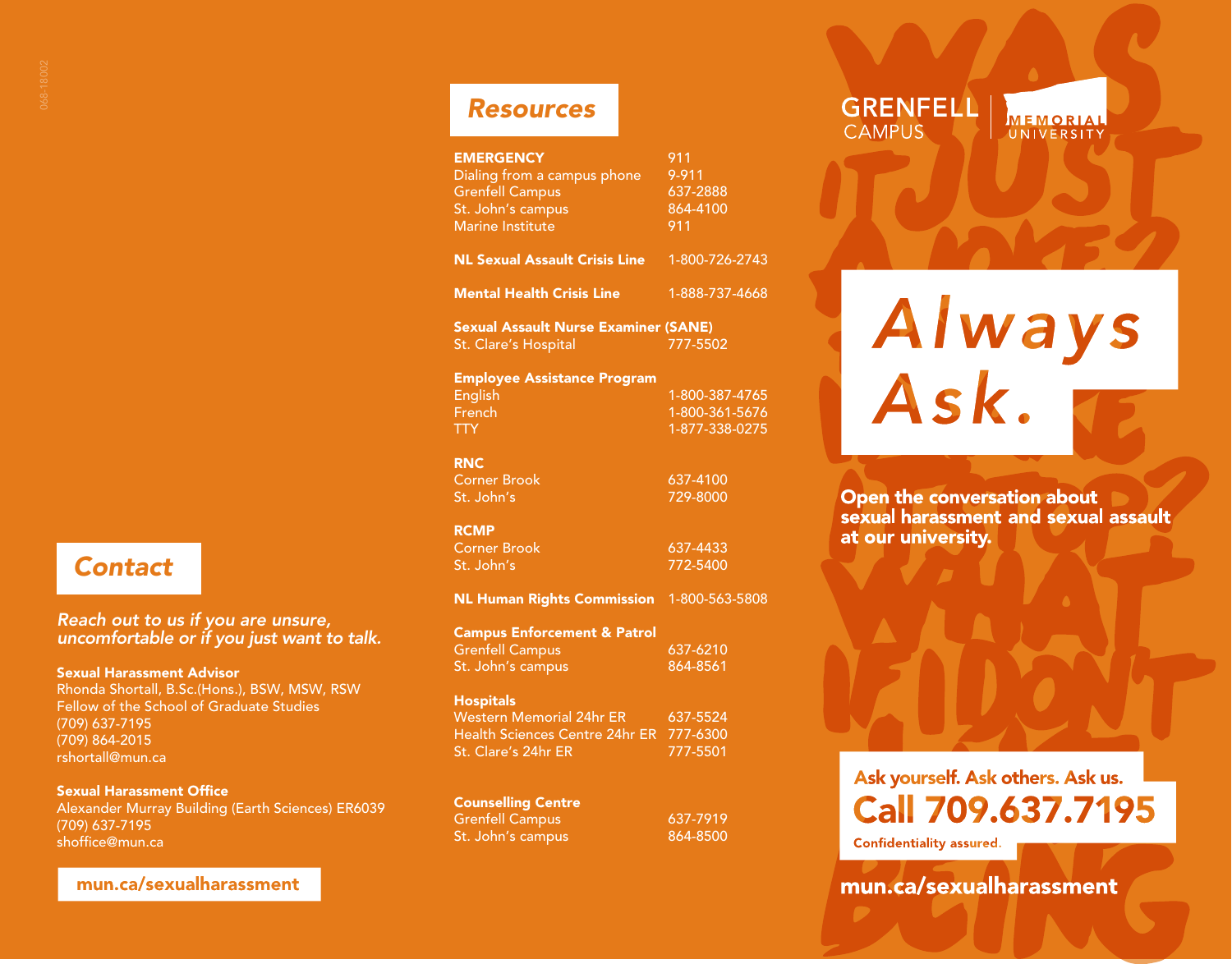## Contact

*Reach out to us if you are unsure, uncomfortable or if you just want to talk.*

**Sexual Harassment Advisor**
Rhonda Shortall, B.Sc.(Hons.), BSW, MSW, RSW
Fellow of the School of Graduate Studies
(709) 637-7195
(709) 864-2015
rshortall@mun.ca

**Sexual Harassment Office**
Alexander Murray Building (Earth Sciences) ER6039
(709) 637-7195
shoffice@mun.ca

**mun.ca/sexualharassment**

## Resources

| | |
|---|---|
| **EMERGENCY** | 911 |
| Dialing from a campus phone | 9-911 |
| Grenfell Campus | 637-2888 |
| St. John's campus | 864-4100 |
| Marine Institute | 911 |
| **NL Sexual Assault Crisis Line** | 1-800-726-2743 |
| **Mental Health Crisis Line** | 1-888-737-4668 |
| **Sexual Assault Nurse Examiner (SANE)** | |
| St. Clare's Hospital | 777-5502 |
| **Employee Assistance Program** | |
| English | 1-800-387-4765 |
| French | 1-800-361-5676 |
| TTY | 1-877-338-0275 |
| **RNC** | |
| Corner Brook | 637-4100 |
| St. John's | 729-8000 |
| **RCMP** | |
| Corner Brook | 637-4433 |
| St. John's | 772-5400 |
| **NL Human Rights Commission** | 1-800-563-5808 |
| **Campus Enforcement & Patrol** | |
| Grenfell Campus | 637-6210 |
| St. John's campus | 864-8561 |
| **Hospitals** | |
| Western Memorial 24hr ER | 637-5524 |
| Health Sciences Centre 24hr ER | 777-6300 |
| St. Clare's 24hr ER | 777-5501 |
| **Counselling Centre** | |
| Grenfell Campus | 637-7919 |
| St. John's campus | 864-8500 |

GRENFELL CAMPUS | MEMORIAL UNIVERSITY

# *Always Ask.*

**Open the conversation about sexual harassment and sexual assault at our university.**

**Ask yourself. Ask others. Ask us.**

**Call 709.637.7195**

Confidentiality assured.

**mun.ca/sexualharassment**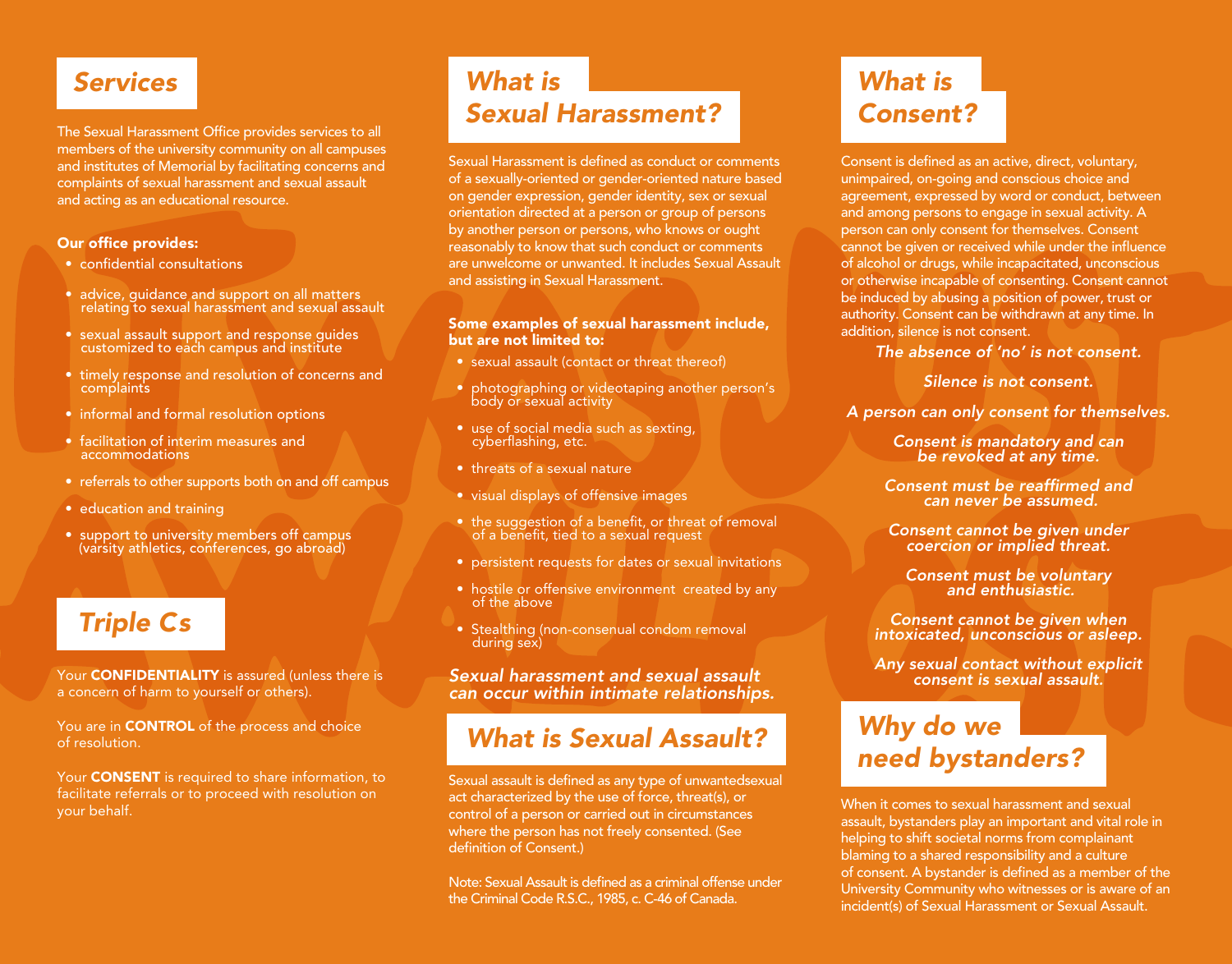## *Services*

The Sexual Harassment Office provides services to all members of the university community on all campuses and institutes of Memorial by facilitating concerns and complaints of sexual harassment and sexual assault and acting as an educational resource.

**Our office provides:**

- confidential consultations
- advice, guidance and support on all matters relating to sexual harassment and sexual assault
- sexual assault support and response guides customized to each campus and institute
- timely response and resolution of concerns and complaints
- informal and formal resolution options
- facilitation of interim measures and accommodations
- referrals to other supports both on and off campus
- education and training
- support to university members off campus (varsity athletics, conferences, go abroad)

## *Triple Cs*

Your **CONFIDENTIALITY** is assured (unless there is a concern of harm to yourself or others).

You are in **CONTROL** of the process and choice of resolution.

Your **CONSENT** is required to share information, to facilitate referrals or to proceed with resolution on your behalf.

## *What is Sexual Harassment?*

Sexual Harassment is defined as conduct or comments of a sexually-oriented or gender-oriented nature based on gender expression, gender identity, sex or sexual orientation directed at a person or group of persons by another person or persons, who knows or ought reasonably to know that such conduct or comments are unwelcome or unwanted. It includes Sexual Assault and assisting in Sexual Harassment.

**Some examples of sexual harassment include, but are not limited to:**

- sexual assault (contact or threat thereof)
- photographing or videotaping another person's body or sexual activity
- use of social media such as sexting, cyberflashing, etc.
- threats of a sexual nature
- visual displays of offensive images
- the suggestion of a benefit, or threat of removal of a benefit, tied to a sexual request
- persistent requests for dates or sexual invitations
- hostile or offensive environment created by any of the above
- Stealthing (non-consenual condom removal during sex)

***Sexual harassment and sexual assault can occur within intimate relationships.***

## *What is Sexual Assault?*

Sexual assault is defined as any type of unwantedsexual act characterized by the use of force, threat(s), or control of a person or carried out in circumstances where the person has not freely consented. (See definition of Consent.)

Note: Sexual Assault is defined as a criminal offense under the Criminal Code R.S.C., 1985, c. C-46 of Canada.

## *What is Consent?*

Consent is defined as an active, direct, voluntary, unimpaired, on-going and conscious choice and agreement, expressed by word or conduct, between and among persons to engage in sexual activity. A person can only consent for themselves. Consent cannot be given or received while under the influence of alcohol or drugs, while incapacitated, unconscious or otherwise incapable of consenting. Consent cannot be induced by abusing a position of power, trust or authority. Consent can be withdrawn at any time. In addition, silence is not consent.

***The absence of 'no' is not consent.***

***Silence is not consent.***

***A person can only consent for themselves.***

***Consent is mandatory and can be revoked at any time.***

***Consent must be reaffirmed and can never be assumed.***

***Consent cannot be given under coercion or implied threat.***

***Consent must be voluntary and enthusiastic.***

***Consent cannot be given when intoxicated, unconscious or asleep.***

***Any sexual contact without explicit consent is sexual assault.***

## *Why do we need bystanders?*

When it comes to sexual harassment and sexual assault, bystanders play an important and vital role in helping to shift societal norms from complainant blaming to a shared responsibility and a culture of consent. A bystander is defined as a member of the University Community who witnesses or is aware of an incident(s) of Sexual Harassment or Sexual Assault.